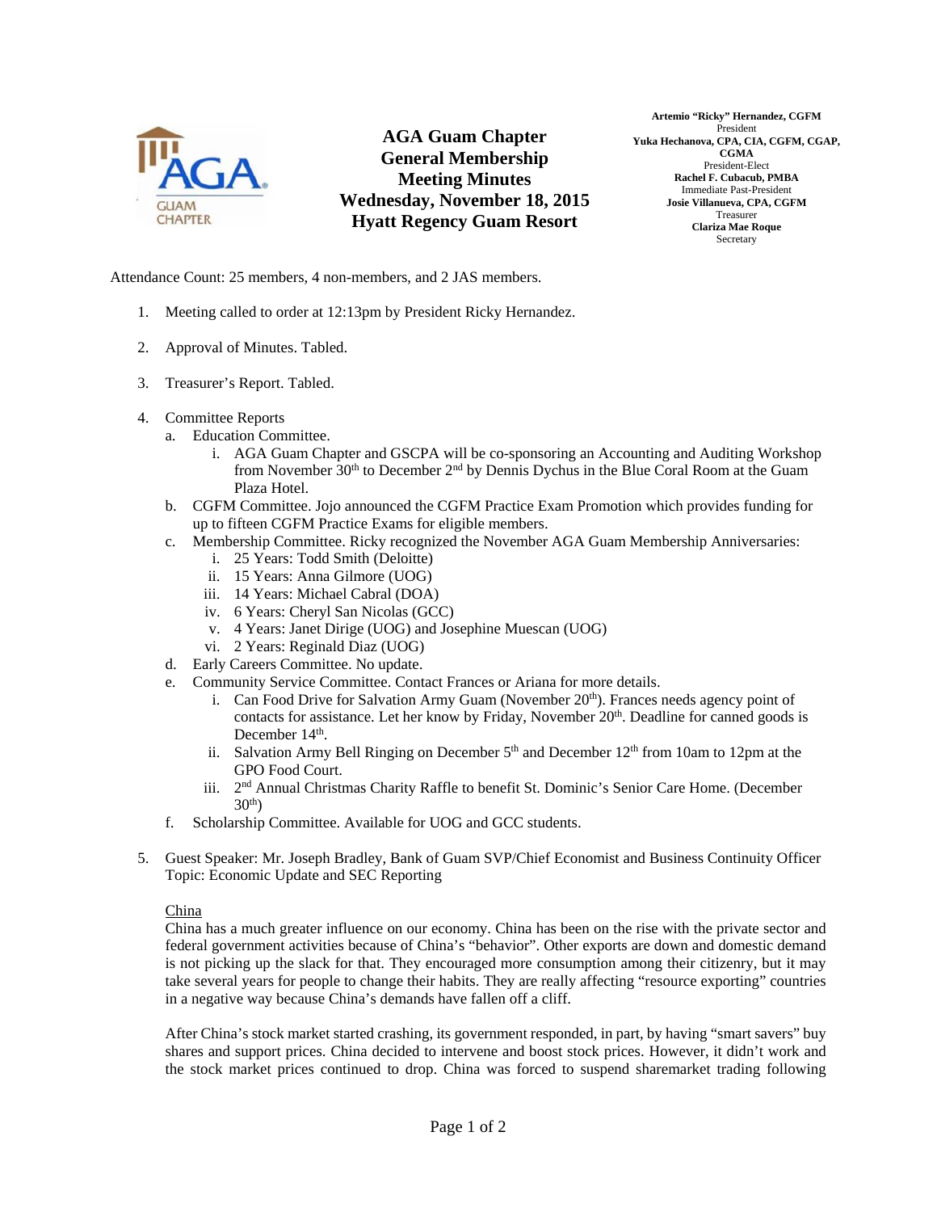# AGA Guam Chapter General Membership Meeting Minutes

**Wednesday, November 18, 2015**
**Hyatt Regency Guam Resort**

**Artemio "Ricky" Hernandez, CGFM**
President
**Yuka Hechanova, CPA, CIA, CGFM, CGAP, CGMA**
President-Elect
**Rachel F. Cubacub, PMBA**
Immediate Past-President
**Josie Villanueva, CPA, CGFM**
Treasurer
**Clariza Mae Roque**
Secretary

Attendance Count: 25 members, 4 non-members, and 2 JAS members.

1. Meeting called to order at 12:13pm by President Ricky Hernandez.

2. Approval of Minutes. Tabled.

3. Treasurer's Report. Tabled.

4. Committee Reports
   a. Education Committee.
      i. AGA Guam Chapter and GSCPA will be co-sponsoring an Accounting and Auditing Workshop from November 30th to December 2nd by Dennis Dychus in the Blue Coral Room at the Guam Plaza Hotel.
   b. CGFM Committee. Jojo announced the CGFM Practice Exam Promotion which provides funding for up to fifteen CGFM Practice Exams for eligible members.
   c. Membership Committee. Ricky recognized the November AGA Guam Membership Anniversaries:
      i. 25 Years: Todd Smith (Deloitte)
      ii. 15 Years: Anna Gilmore (UOG)
      iii. 14 Years: Michael Cabral (DOA)
      iv. 6 Years: Cheryl San Nicolas (GCC)
      v. 4 Years: Janet Dirige (UOG) and Josephine Muescan (UOG)
      vi. 2 Years: Reginald Diaz (UOG)
   d. Early Careers Committee. No update.
   e. Community Service Committee. Contact Frances or Ariana for more details.
      i. Can Food Drive for Salvation Army Guam (November 20th). Frances needs agency point of contacts for assistance. Let her know by Friday, November 20th. Deadline for canned goods is December 14th.
      ii. Salvation Army Bell Ringing on December 5th and December 12th from 10am to 12pm at the GPO Food Court.
      iii. 2nd Annual Christmas Charity Raffle to benefit St. Dominic's Senior Care Home. (December 30th)
   f. Scholarship Committee. Available for UOG and GCC students.

5. Guest Speaker: Mr. Joseph Bradley, Bank of Guam SVP/Chief Economist and Business Continuity Officer
   Topic: Economic Update and SEC Reporting

   China

   China has a much greater influence on our economy. China has been on the rise with the private sector and federal government activities because of China's "behavior". Other exports are down and domestic demand is not picking up the slack for that. They encouraged more consumption among their citizenry, but it may take several years for people to change their habits. They are really affecting "resource exporting" countries in a negative way because China's demands have fallen off a cliff.

   After China's stock market started crashing, its government responded, in part, by having "smart savers" buy shares and support prices. China decided to intervene and boost stock prices. However, it didn't work and the stock market prices continued to drop. China was forced to suspend sharemarket trading following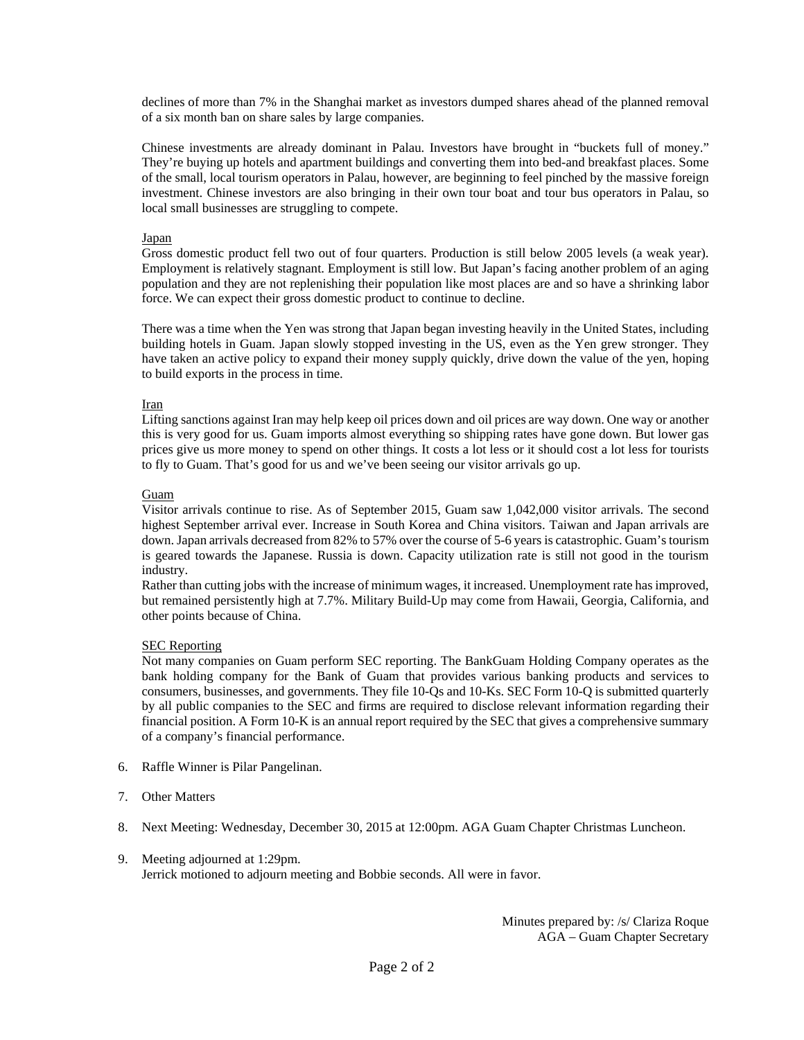declines of more than 7% in the Shanghai market as investors dumped shares ahead of the planned removal of a six month ban on share sales by large companies.

Chinese investments are already dominant in Palau. Investors have brought in "buckets full of money." They're buying up hotels and apartment buildings and converting them into bed-and breakfast places. Some of the small, local tourism operators in Palau, however, are beginning to feel pinched by the massive foreign investment. Chinese investors are also bringing in their own tour boat and tour bus operators in Palau, so local small businesses are struggling to compete.

Japan

Gross domestic product fell two out of four quarters. Production is still below 2005 levels (a weak year). Employment is relatively stagnant. Employment is still low. But Japan's facing another problem of an aging population and they are not replenishing their population like most places are and so have a shrinking labor force. We can expect their gross domestic product to continue to decline.

There was a time when the Yen was strong that Japan began investing heavily in the United States, including building hotels in Guam. Japan slowly stopped investing in the US, even as the Yen grew stronger. They have taken an active policy to expand their money supply quickly, drive down the value of the yen, hoping to build exports in the process in time.

Iran

Lifting sanctions against Iran may help keep oil prices down and oil prices are way down. One way or another this is very good for us. Guam imports almost everything so shipping rates have gone down. But lower gas prices give us more money to spend on other things. It costs a lot less or it should cost a lot less for tourists to fly to Guam. That's good for us and we've been seeing our visitor arrivals go up.

Guam

Visitor arrivals continue to rise. As of September 2015, Guam saw 1,042,000 visitor arrivals. The second highest September arrival ever. Increase in South Korea and China visitors. Taiwan and Japan arrivals are down. Japan arrivals decreased from 82% to 57% over the course of 5-6 years is catastrophic. Guam's tourism is geared towards the Japanese. Russia is down. Capacity utilization rate is still not good in the tourism industry.

Rather than cutting jobs with the increase of minimum wages, it increased. Unemployment rate has improved, but remained persistently high at 7.7%. Military Build-Up may come from Hawaii, Georgia, California, and other points because of China.

SEC Reporting

Not many companies on Guam perform SEC reporting. The BankGuam Holding Company operates as the bank holding company for the Bank of Guam that provides various banking products and services to consumers, businesses, and governments. They file 10-Qs and 10-Ks. SEC Form 10-Q is submitted quarterly by all public companies to the SEC and firms are required to disclose relevant information regarding their financial position. A Form 10-K is an annual report required by the SEC that gives a comprehensive summary of a company's financial performance.

6. Raffle Winner is Pilar Pangelinan.

7. Other Matters

8. Next Meeting: Wednesday, December 30, 2015 at 12:00pm. AGA Guam Chapter Christmas Luncheon.

9. Meeting adjourned at 1:29pm.
   Jerrick motioned to adjourn meeting and Bobbie seconds. All were in favor.

Minutes prepared by: /s/ Clariza Roque
AGA – Guam Chapter Secretary